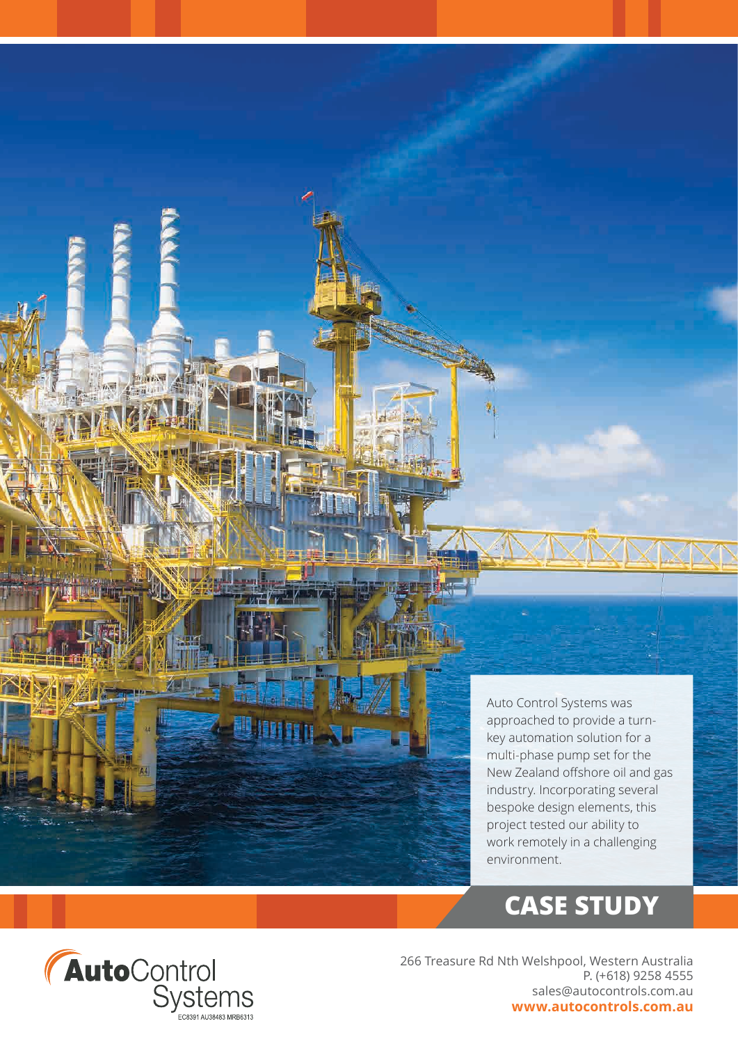Auto Control Systems was approached to provide a turn-key automation solution for a multi-phase pump set for the New Zealand offshore oil and gas industry. Incorporating several bespoke design elements, this project tested our ability to work remotely in a challenging environment.

# CASE STUDY

**Auto**Control Systems

EC8391 AU38483 MRB6313

266 Treasure Rd Nth Welshpool, Western Australia
P. (+618) 9258 4555
sales@autocontrols.com.au
**www.autocontrols.com.au**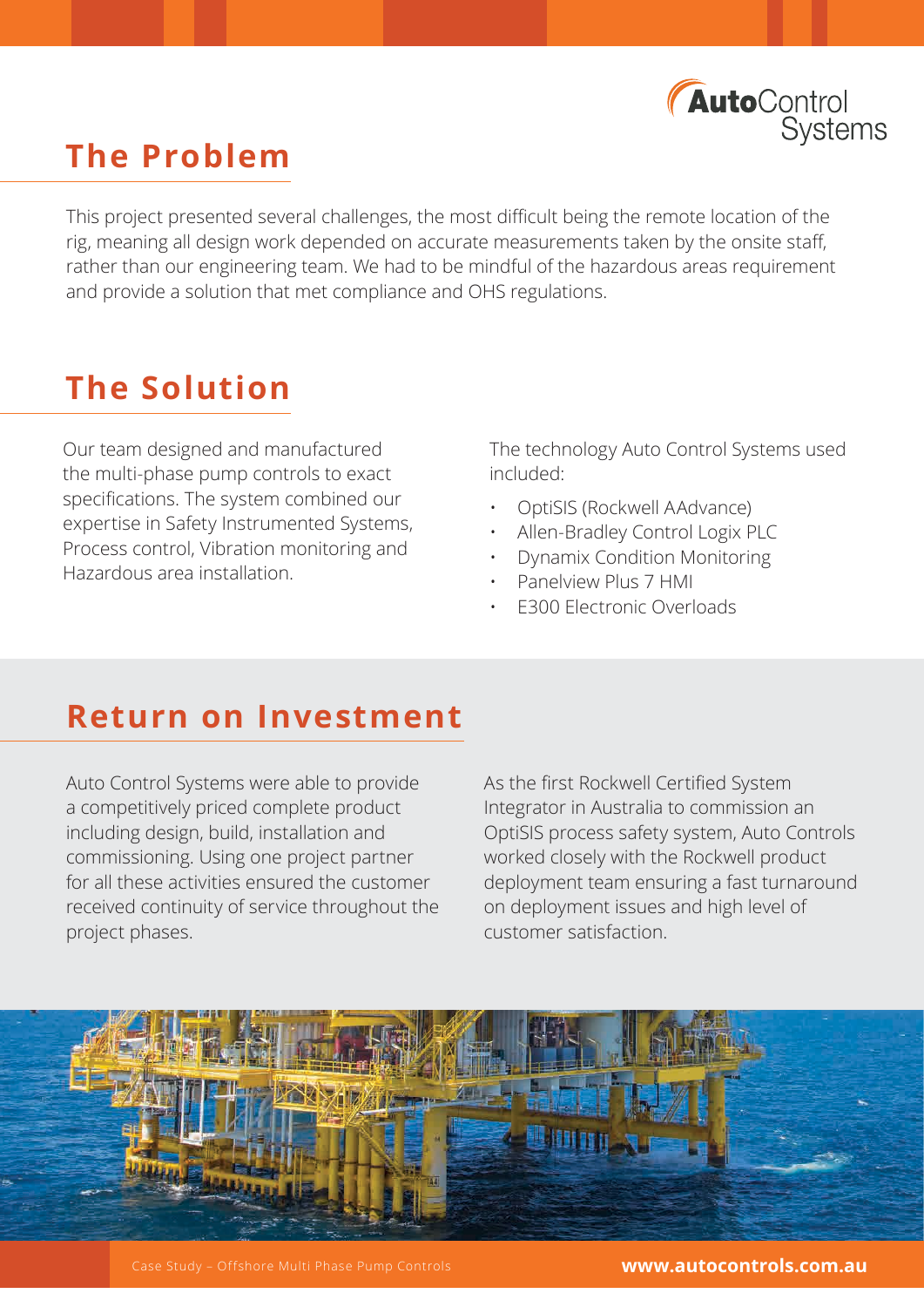## The Problem

This project presented several challenges, the most difficult being the remote location of the rig, meaning all design work depended on accurate measurements taken by the onsite staff, rather than our engineering team. We had to be mindful of the hazardous areas requirement and provide a solution that met compliance and OHS regulations.

## The Solution

Our team designed and manufactured the multi-phase pump controls to exact specifications. The system combined our expertise in Safety Instrumented Systems, Process control, Vibration monitoring and Hazardous area installation.

The technology Auto Control Systems used included:

- OptiSIS (Rockwell AAdvance)
- Allen-Bradley Control Logix PLC
- Dynamix Condition Monitoring
- Panelview Plus 7 HMI
- E300 Electronic Overloads

## Return on Investment

Auto Control Systems were able to provide a competitively priced complete product including design, build, installation and commissioning. Using one project partner for all these activities ensured the customer received continuity of service throughout the project phases.

As the first Rockwell Certified System Integrator in Australia to commission an OptiSIS process safety system, Auto Controls worked closely with the Rockwell product deployment team ensuring a fast turnaround on deployment issues and high level of customer satisfaction.